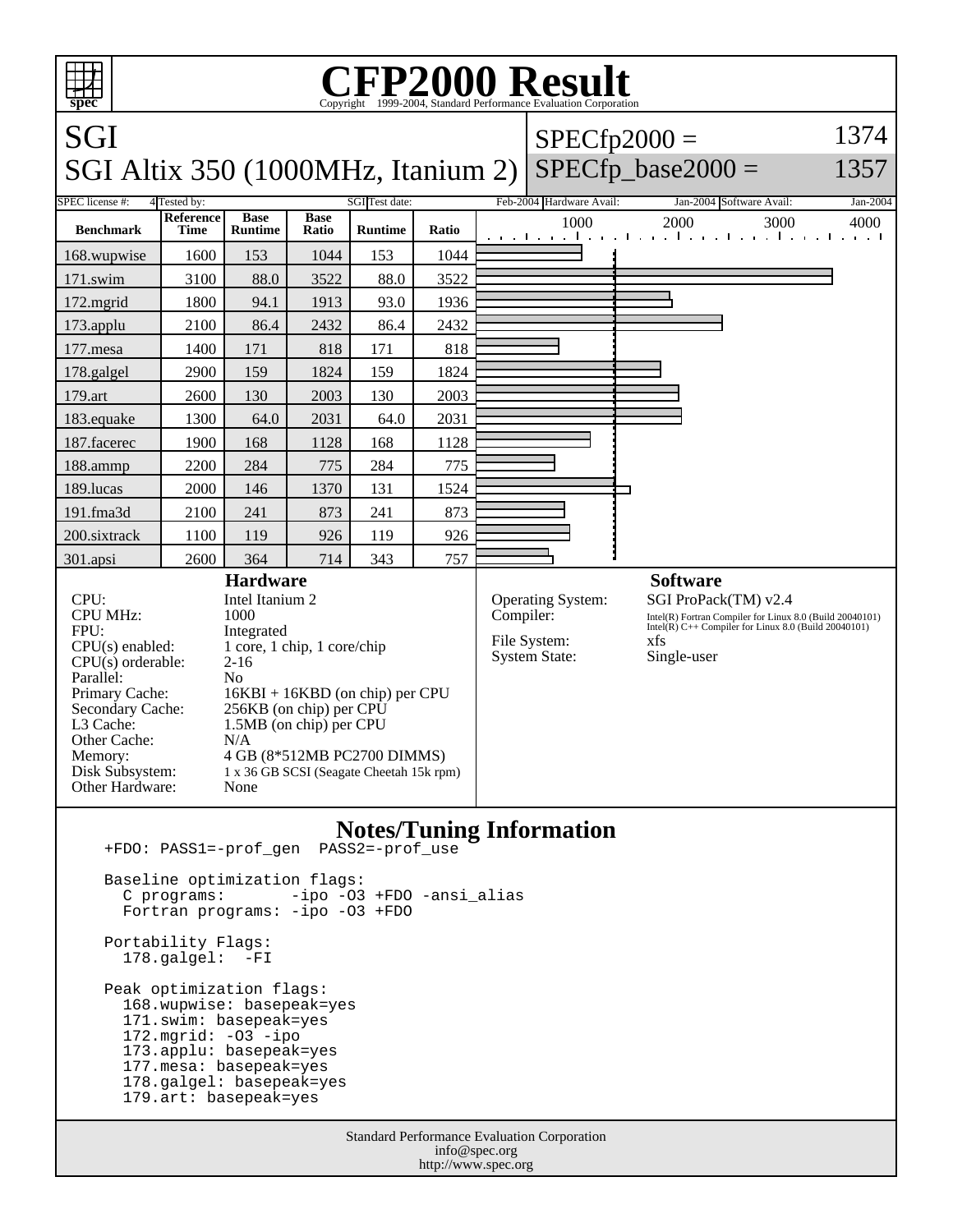# CFP2000 Result

Copyright 1999-2004, Standard Performance Evaluation Corporation

## SGI
## SGI Altix 350 (1000MHz, Itanium 2)

SPECfp2000 = 1374
SPECfp_base2000 = 1357

| SPEC license #: | 4 | Tested by: | SGI | Test date: | Feb-2004 | Hardware Avail: | Jan-2004 | Software Avail: | Jan-2004 |
|---|---|---|---|---|---|---|---|---|---|

| Benchmark | Reference Time | Base Runtime | Base Ratio | Runtime | Ratio |
|---|---|---|---|---|---|
| 168.wupwise | 1600 | 153 | 1044 | 153 | 1044 |
| 171.swim | 3100 | 88.0 | 3522 | 88.0 | 3522 |
| 172.mgrid | 1800 | 94.1 | 1913 | 93.0 | 1936 |
| 173.applu | 2100 | 86.4 | 2432 | 86.4 | 2432 |
| 177.mesa | 1400 | 171 | 818 | 171 | 818 |
| 178.galgel | 2900 | 159 | 1824 | 159 | 1824 |
| 179.art | 2600 | 130 | 2003 | 130 | 2003 |
| 183.equake | 1300 | 64.0 | 2031 | 64.0 | 2031 |
| 187.facerec | 1900 | 168 | 1128 | 168 | 1128 |
| 188.ammp | 2200 | 284 | 775 | 284 | 775 |
| 189.lucas | 2000 | 146 | 1370 | 131 | 1524 |
| 191.fma3d | 2100 | 241 | 873 | 241 | 873 |
| 200.sixtrack | 1100 | 119 | 926 | 119 | 926 |
| 301.apsi | 2600 | 364 | 714 | 343 | 757 |

### Hardware

| | |
|---|---|
| CPU: | Intel Itanium 2 |
| CPU MHz: | 1000 |
| FPU: | Integrated |
| CPU(s) enabled: | 1 core, 1 chip, 1 core/chip |
| CPU(s) orderable: | 2-16 |
| Parallel: | No |
| Primary Cache: | 16KBI + 16KBD (on chip) per CPU |
| Secondary Cache: | 256KB (on chip) per CPU |
| L3 Cache: | 1.5MB (on chip) per CPU |
| Other Cache: | N/A |
| Memory: | 4 GB (8*512MB PC2700 DIMMS) |
| Disk Subsystem: | 1 x 36 GB SCSI (Seagate Cheetah 15k rpm) |
| Other Hardware: | None |

### Software

| | |
|---|---|
| Operating System: | SGI ProPack(TM) v2.4 |
| Compiler: | Intel(R) Fortran Compiler for Linux 8.0 (Build 20040101)<br>Intel(R) C++ Compiler for Linux 8.0 (Build 20040101) |
| File System: | xfs |
| System State: | Single-user |

### Notes/Tuning Information

```
+FDO: PASS1=-prof_gen  PASS2=-prof_use

Baseline optimization flags:
  C programs:       -ipo -O3 +FDO -ansi_alias
  Fortran programs: -ipo -O3 +FDO

Portability Flags:
  178.galgel:  -FI

Peak optimization flags:
  168.wupwise: basepeak=yes
  171.swim: basepeak=yes
  172.mgrid: -O3 -ipo
  173.applu: basepeak=yes
  177.mesa: basepeak=yes
  178.galgel: basepeak=yes
  179.art: basepeak=yes
```

Standard Performance Evaluation Corporation
info@spec.org
http://www.spec.org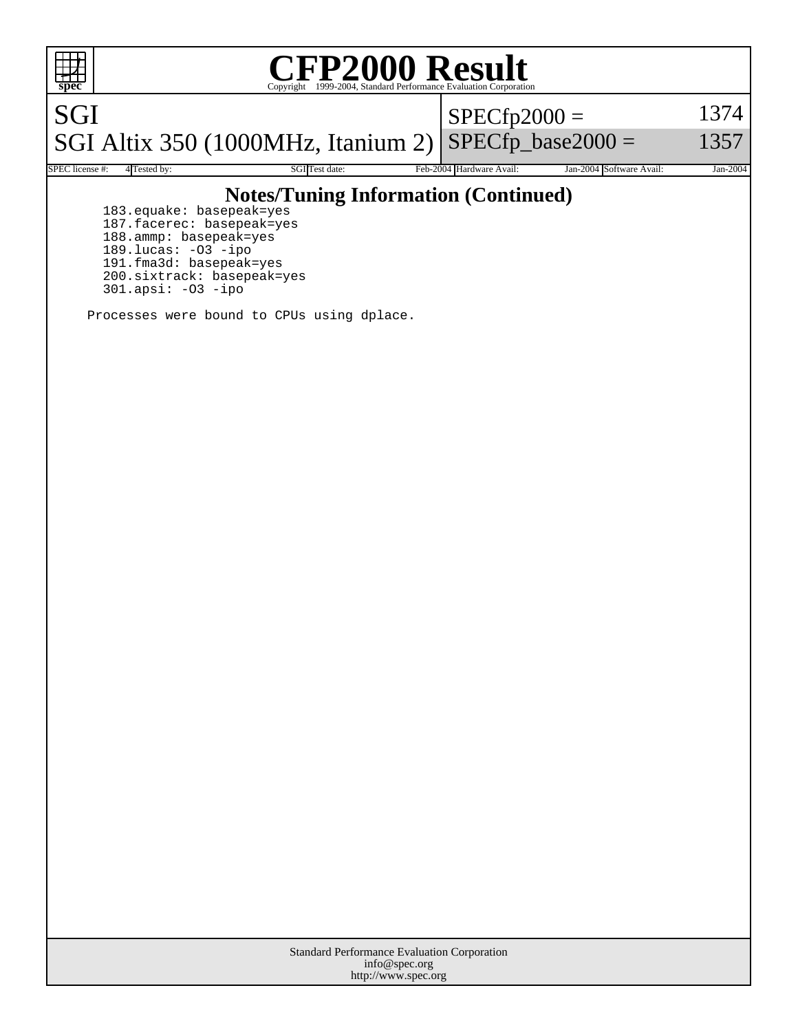# CFP2000 Result

Copyright 1999-2004, Standard Performance Evaluation Corporation

SGI

SGI Altix 350 (1000MHz, Itanium 2)

SPECfp2000 = 1374

SPECfp_base2000 = 1357

| SPEC license #: | 4 | Tested by: | SGI | Test date: | Feb-2004 | Hardware Avail: | Jan-2004 | Software Avail: | Jan-2004 |
|---|---|---|---|---|---|---|---|---|---|

## Notes/Tuning Information (Continued)

```
  183.equake: basepeak=yes
  187.facerec: basepeak=yes
  188.ammp: basepeak=yes
  189.lucas: -O3 -ipo
  191.fma3d: basepeak=yes
  200.sixtrack: basepeak=yes
  301.apsi: -O3 -ipo

Processes were bound to CPUs using dplace.
```

Standard Performance Evaluation Corporation
info@spec.org
http://www.spec.org